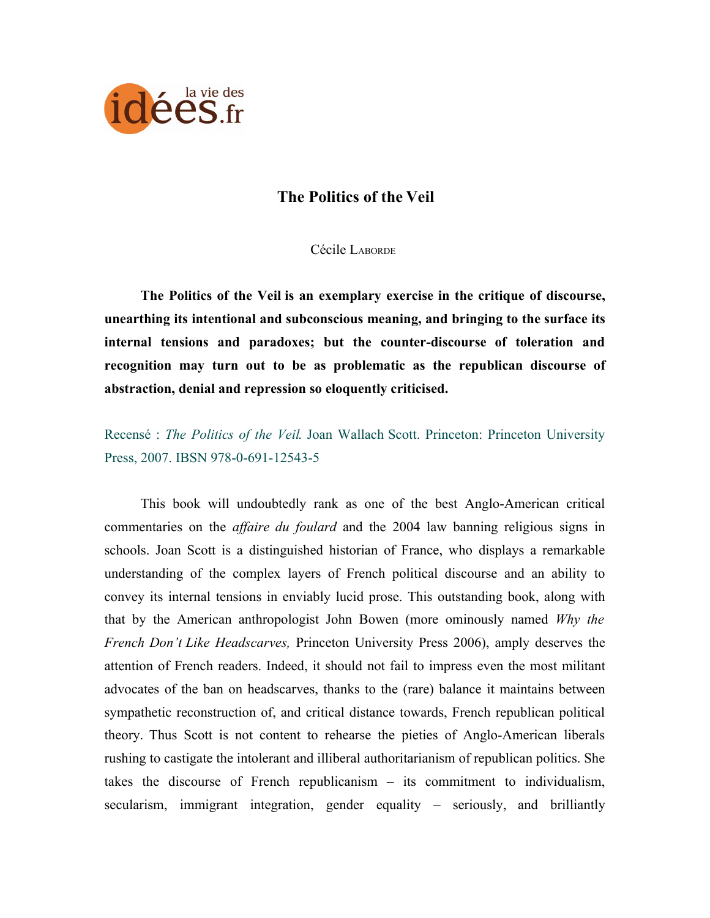# The Politics of the Veil

Cécile LABORDE

**The Politics of the Veil is an exemplary exercise in the critique of discourse, unearthing its intentional and subconscious meaning, and bringing to the surface its internal tensions and paradoxes; but the counter-discourse of toleration and recognition may turn out to be as problematic as the republican discourse of abstraction, denial and repression so eloquently criticised.**

Recensé : *The Politics of the Veil*. Joan Wallach Scott. Princeton: Princeton University Press, 2007. IBSN 978-0-691-12543-5

This book will undoubtedly rank as one of the best Anglo-American critical commentaries on the *affaire du foulard* and the 2004 law banning religious signs in schools. Joan Scott is a distinguished historian of France, who displays a remarkable understanding of the complex layers of French political discourse and an ability to convey its internal tensions in enviably lucid prose. This outstanding book, along with that by the American anthropologist John Bowen (more ominously named *Why the French Don't Like Headscarves,* Princeton University Press 2006), amply deserves the attention of French readers. Indeed, it should not fail to impress even the most militant advocates of the ban on headscarves, thanks to the (rare) balance it maintains between sympathetic reconstruction of, and critical distance towards, French republican political theory. Thus Scott is not content to rehearse the pieties of Anglo-American liberals rushing to castigate the intolerant and illiberal authoritarianism of republican politics. She takes the discourse of French republicanism – its commitment to individualism, secularism, immigrant integration, gender equality – seriously, and brilliantly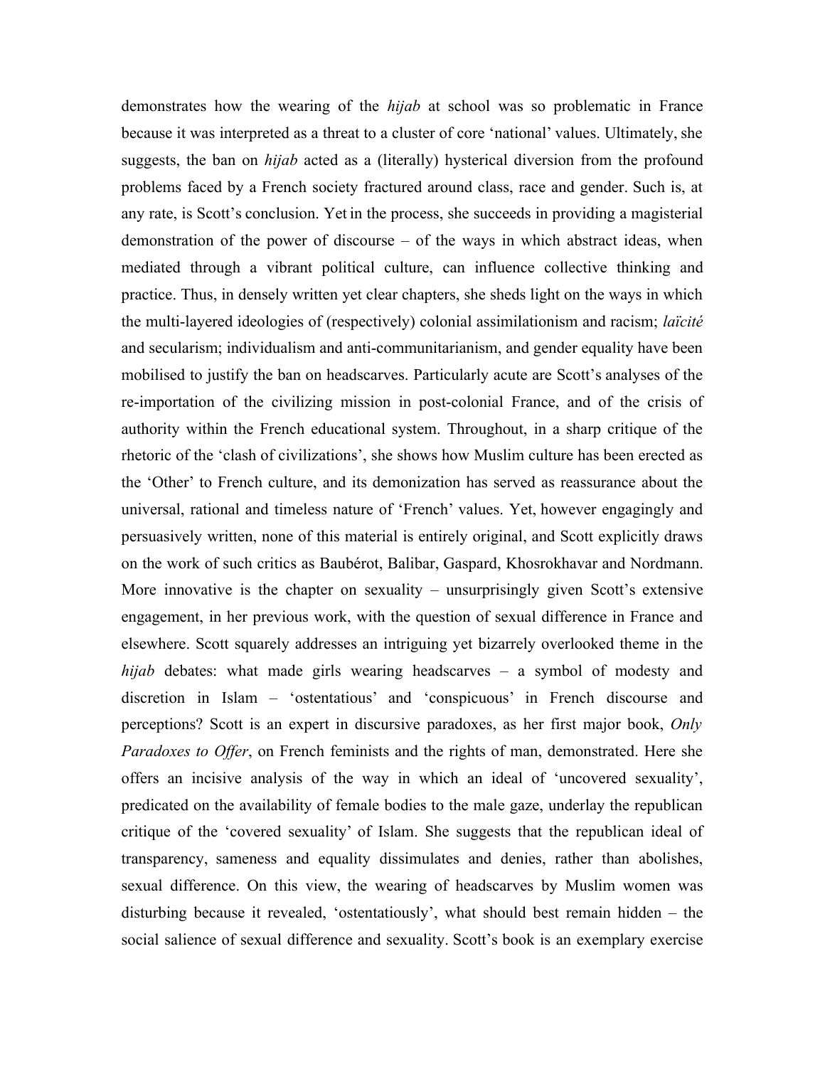demonstrates how the wearing of the *hijab* at school was so problematic in France because it was interpreted as a threat to a cluster of core 'national' values. Ultimately, she suggests, the ban on *hijab* acted as a (literally) hysterical diversion from the profound problems faced by a French society fractured around class, race and gender. Such is, at any rate, is Scott's conclusion. Yet in the process, she succeeds in providing a magisterial demonstration of the power of discourse – of the ways in which abstract ideas, when mediated through a vibrant political culture, can influence collective thinking and practice. Thus, in densely written yet clear chapters, she sheds light on the ways in which the multi-layered ideologies of (respectively) colonial assimilationism and racism; *laïcité* and secularism; individualism and anti-communitarianism, and gender equality have been mobilised to justify the ban on headscarves. Particularly acute are Scott's analyses of the re-importation of the civilizing mission in post-colonial France, and of the crisis of authority within the French educational system. Throughout, in a sharp critique of the rhetoric of the 'clash of civilizations', she shows how Muslim culture has been erected as the 'Other' to French culture, and its demonization has served as reassurance about the universal, rational and timeless nature of 'French' values. Yet, however engagingly and persuasively written, none of this material is entirely original, and Scott explicitly draws on the work of such critics as Baubérot, Balibar, Gaspard, Khosrokhavar and Nordmann. More innovative is the chapter on sexuality – unsurprisingly given Scott's extensive engagement, in her previous work, with the question of sexual difference in France and elsewhere. Scott squarely addresses an intriguing yet bizarrely overlooked theme in the *hijab* debates: what made girls wearing headscarves – a symbol of modesty and discretion in Islam – 'ostentatious' and 'conspicuous' in French discourse and perceptions? Scott is an expert in discursive paradoxes, as her first major book, *Only Paradoxes to Offer*, on French feminists and the rights of man, demonstrated. Here she offers an incisive analysis of the way in which an ideal of 'uncovered sexuality', predicated on the availability of female bodies to the male gaze, underlay the republican critique of the 'covered sexuality' of Islam. She suggests that the republican ideal of transparency, sameness and equality dissimulates and denies, rather than abolishes, sexual difference. On this view, the wearing of headscarves by Muslim women was disturbing because it revealed, 'ostentatiously', what should best remain hidden – the social salience of sexual difference and sexuality. Scott's book is an exemplary exercise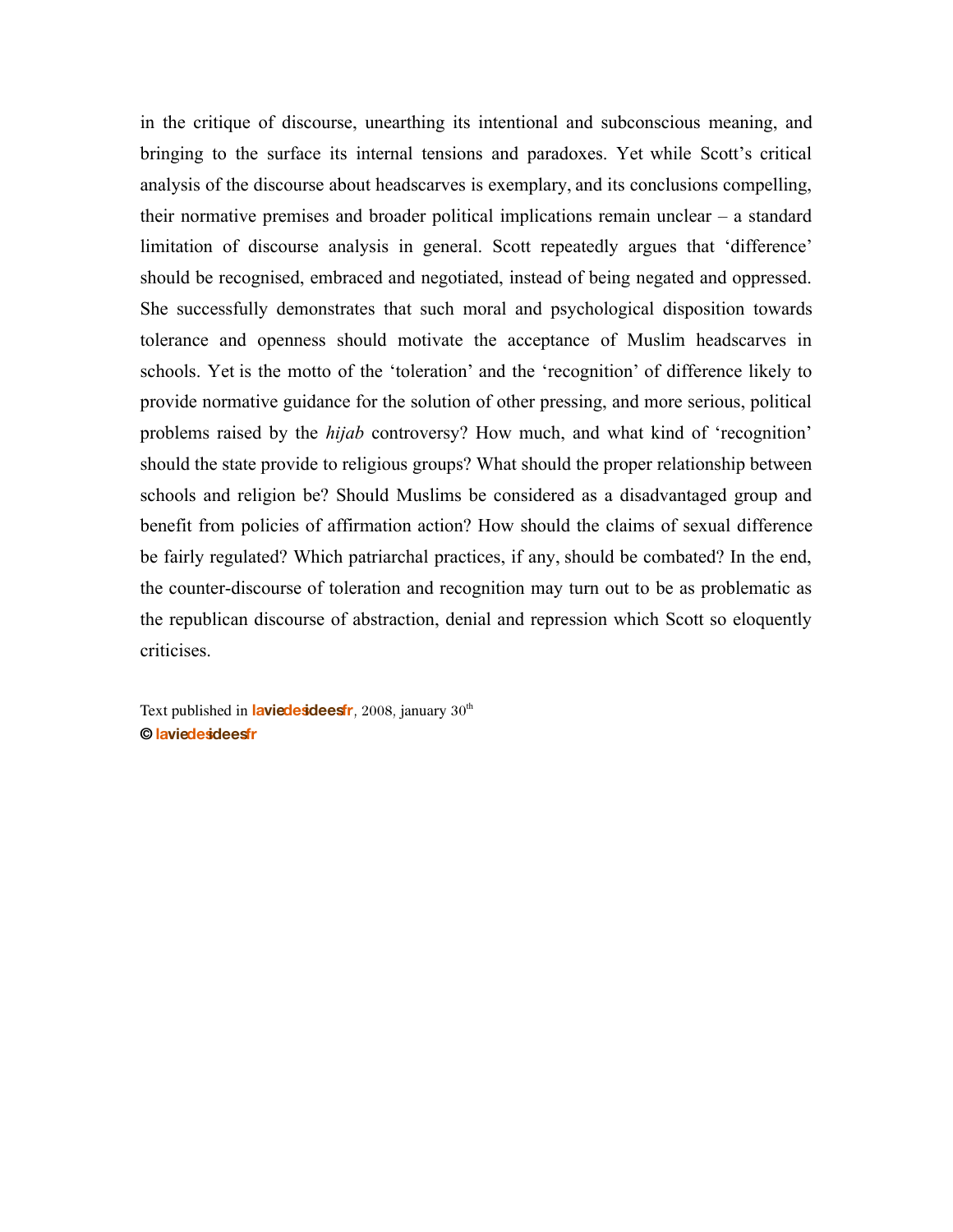in the critique of discourse, unearthing its intentional and subconscious meaning, and bringing to the surface its internal tensions and paradoxes. Yet while Scott's critical analysis of the discourse about headscarves is exemplary, and its conclusions compelling, their normative premises and broader political implications remain unclear – a standard limitation of discourse analysis in general. Scott repeatedly argues that 'difference' should be recognised, embraced and negotiated, instead of being negated and oppressed. She successfully demonstrates that such moral and psychological disposition towards tolerance and openness should motivate the acceptance of Muslim headscarves in schools. Yet is the motto of the 'toleration' and the 'recognition' of difference likely to provide normative guidance for the solution of other pressing, and more serious, political problems raised by the *hijab* controversy? How much, and what kind of 'recognition' should the state provide to religious groups? What should the proper relationship between schools and religion be? Should Muslims be considered as a disadvantaged group and benefit from policies of affirmation action? How should the claims of sexual difference be fairly regulated? Which patriarchal practices, if any, should be combated? In the end, the counter-discourse of toleration and recognition may turn out to be as problematic as the republican discourse of abstraction, denial and repression which Scott so eloquently criticises.

Text published in **laviedesidees.fr**, 2008, january 30th

© **laviedesidees.fr**